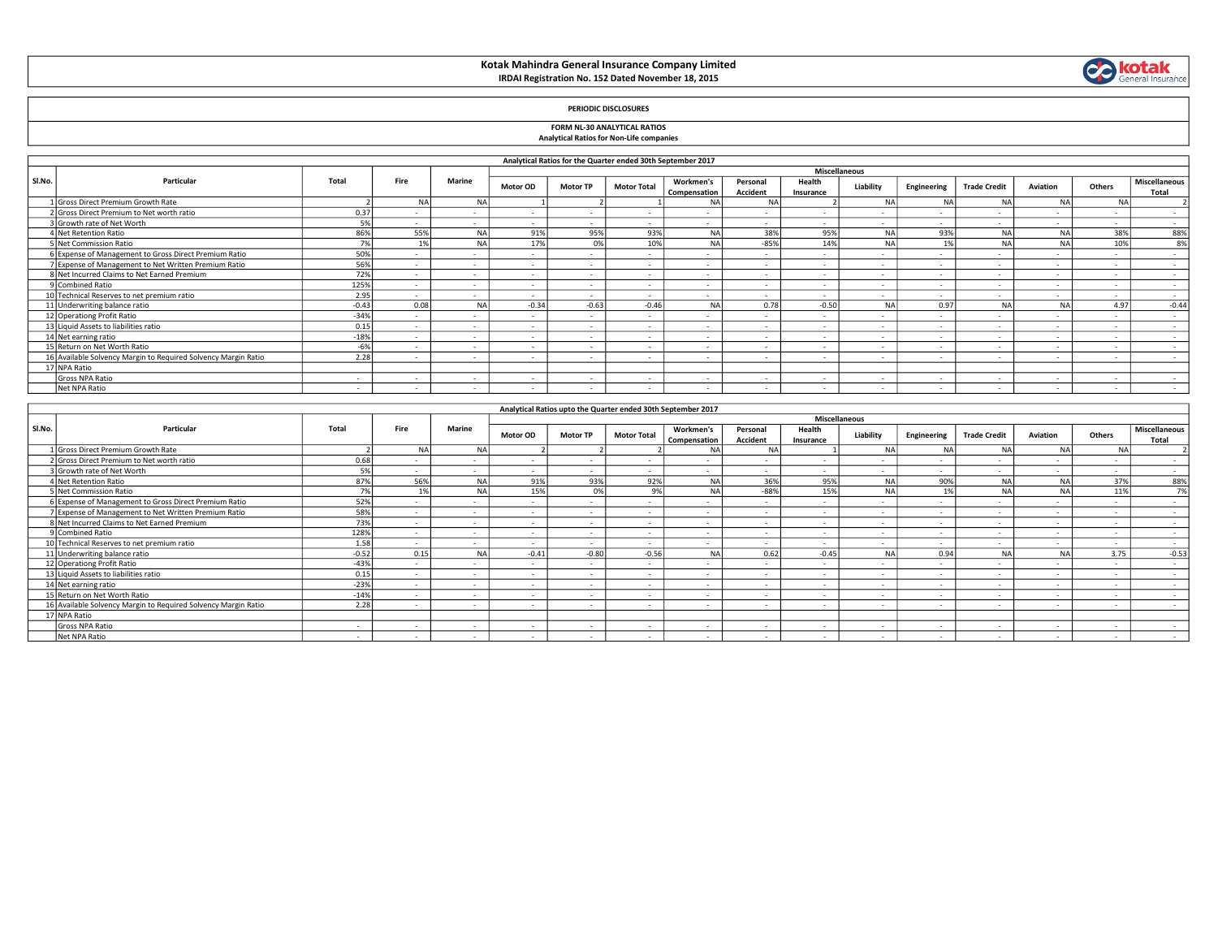# Kotak Mahindra General Insurance Company Limited

**IRDAI Registration No. 152 Dated November 18, 2015**

**PERIODIC DISCLOSURES**

**FORM NL-30 ANALYTICAL RATIOS**

**Analytical Ratios for Non-Life companies**

**Analytical Ratios for the Quarter ended 30th September 2017**

| Sl.No. | Particular | Total | Fire | Marine | Miscellaneous | | | | | | | | | | | | |
|---|---|---|---|---|---|---|---|---|---|---|---|---|---|---|---|---|---|
| | | | | | Motor OD | Motor TP | Motor Total | Workmen's Compensation | Personal Accident | Health Insurance | Liability | Engineering | Trade Credit | Aviation | Others | Miscellaneous Total |
| 1 | Gross Direct Premium Growth Rate | 2 | NA | NA | 1 | 2 | 1 | NA | NA | 2 | NA | NA | NA | NA | NA | 2 |
| 2 | Gross Direct Premium to Net worth ratio | 0.37 | - | - | - | - | - | - | - | - | - | - | - | - | - | - |
| 3 | Growth rate of Net Worth | 5% | - | - | - | - | - | - | - | - | - | - | - | - | - | - |
| 4 | Net Retention Ratio | 86% | 55% | NA | 91% | 95% | 93% | NA | 38% | 95% | NA | 93% | NA | NA | 38% | 88% |
| 5 | Net Commission Ratio | 7% | 1% | NA | 17% | 0% | 10% | NA | -85% | 14% | NA | 1% | NA | NA | 10% | 8% |
| 6 | Expense of Management to Gross Direct Premium Ratio | 50% | - | - | - | - | - | - | - | - | - | - | - | - | - | - |
| 7 | Expense of Management to Net Written Premium Ratio | 56% | - | - | - | - | - | - | - | - | - | - | - | - | - | - |
| 8 | Net Incurred Claims to Net Earned Premium | 72% | - | - | - | - | - | - | - | - | - | - | - | - | - | - |
| 9 | Combined Ratio | 125% | - | - | - | - | - | - | - | - | - | - | - | - | - | - |
| 10 | Technical Reserves to net premium ratio | 2.95 | - | - | - | - | - | - | - | - | - | - | - | - | - | - |
| 11 | Underwriting balance ratio | -0.43 | 0.08 | NA | -0.34 | -0.63 | -0.46 | NA | 0.78 | -0.50 | NA | 0.97 | NA | NA | 4.97 | -0.44 |
| 12 | Operationg Profit Ratio | -34% | - | - | - | - | - | - | - | - | - | - | - | - | - | - |
| 13 | Liquid Assets to liabilities ratio | 0.15 | - | - | - | - | - | - | - | - | - | - | - | - | - | - |
| 14 | Net earning ratio | -18% | - | - | - | - | - | - | - | - | - | - | - | - | - | - |
| 15 | Return on Net Worth Ratio | -6% | - | - | - | - | - | - | - | - | - | - | - | - | - | - |
| 16 | Available Solvency Margin to Required Solvency Margin Ratio | 2.28 | - | - | - | - | - | - | - | - | - | - | - | - | - | - |
| 17 | NPA Ratio | | | | | | | | | | | | | | | |
| | Gross NPA Ratio | - | - | - | - | - | - | - | - | - | - | - | - | - | - | - |
| | Net NPA Ratio | - | - | - | - | - | - | - | - | - | - | - | - | - | - | - |

**Analytical Ratios upto the Quarter ended 30th September 2017**

| Sl.No. | Particular | Total | Fire | Marine | Miscellaneous | | | | | | | | | | | | |
|---|---|---|---|---|---|---|---|---|---|---|---|---|---|---|---|---|---|
| | | | | | Motor OD | Motor TP | Motor Total | Workmen's Compensation | Personal Accident | Health Insurance | Liability | Engineering | Trade Credit | Aviation | Others | Miscellaneous Total |
| 1 | Gross Direct Premium Growth Rate | 2 | NA | NA | 2 | 2 | 2 | NA | NA | 1 | NA | NA | NA | NA | NA | 2 |
| 2 | Gross Direct Premium to Net worth ratio | 0.68 | - | - | - | - | - | - | - | - | - | - | - | - | - | - |
| 3 | Growth rate of Net Worth | 5% | - | - | - | - | - | - | - | - | - | - | - | - | - | - |
| 4 | Net Retention Ratio | 87% | 56% | NA | 91% | 93% | 92% | NA | 36% | 95% | NA | 90% | NA | NA | 37% | 88% |
| 5 | Net Commission Ratio | 7% | 1% | NA | 15% | 0% | 9% | NA | -88% | 15% | NA | 1% | NA | NA | 11% | 7% |
| 6 | Expense of Management to Gross Direct Premium Ratio | 52% | - | - | - | - | - | - | - | - | - | - | - | - | - | - |
| 7 | Expense of Management to Net Written Premium Ratio | 58% | - | - | - | - | - | - | - | - | - | - | - | - | - | - |
| 8 | Net Incurred Claims to Net Earned Premium | 73% | - | - | - | - | - | - | - | - | - | - | - | - | - | - |
| 9 | Combined Ratio | 128% | - | - | - | - | - | - | - | - | - | - | - | - | - | - |
| 10 | Technical Reserves to net premium ratio | 1.58 | - | - | - | - | - | - | - | - | - | - | - | - | - | - |
| 11 | Underwriting balance ratio | -0.52 | 0.15 | NA | -0.41 | -0.80 | -0.56 | NA | 0.62 | -0.45 | NA | 0.94 | NA | NA | 3.75 | -0.53 |
| 12 | Operationg Profit Ratio | -43% | - | - | - | - | - | - | - | - | - | - | - | - | - | - |
| 13 | Liquid Assets to liabilities ratio | 0.15 | - | - | - | - | - | - | - | - | - | - | - | - | - | - |
| 14 | Net earning ratio | -23% | - | - | - | - | - | - | - | - | - | - | - | - | - | - |
| 15 | Return on Net Worth Ratio | -14% | - | - | - | - | - | - | - | - | - | - | - | - | - | - |
| 16 | Available Solvency Margin to Required Solvency Margin Ratio | 2.28 | - | - | - | - | - | - | - | - | - | - | - | - | - | - |
| 17 | NPA Ratio | | | | | | | | | | | | | | | |
| | Gross NPA Ratio | - | - | - | - | - | - | - | - | - | - | - | - | - | - | - |
| | Net NPA Ratio | - | - | - | - | - | - | - | - | - | - | - | - | - | - | - |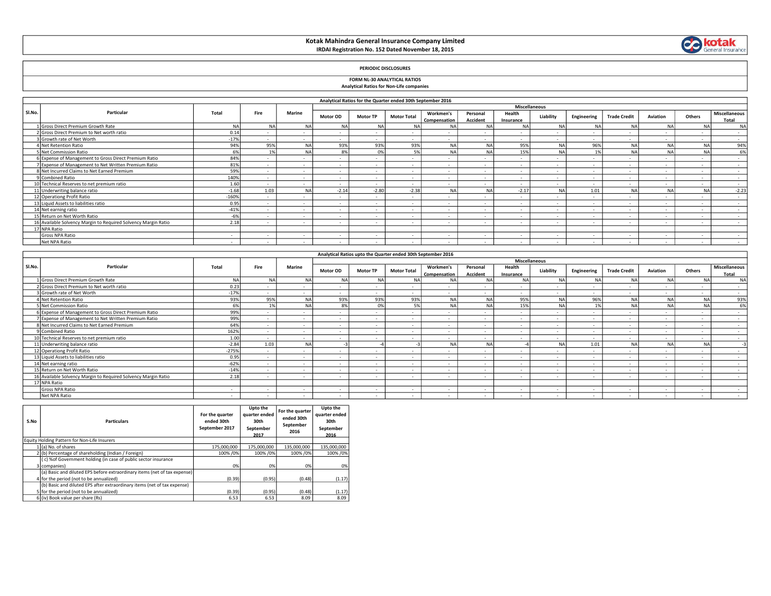# Kotak Mahindra General Insurance Company Limited

**IRDAI Registration No. 152 Dated November 18, 2015**

**PERIODIC DISCLOSURES**

**FORM NL-30 ANALYTICAL RATIOS**

**Analytical Ratios for Non-Life companies**

**Analytical Ratios for the Quarter ended 30th September 2016**

| Sl.No. | Particular | Total | Fire | Marine | Miscellaneous | | | | | | | | | | | |
|---|---|---|---|---|---|---|---|---|---|---|---|---|---|---|---|---|
| | | | | | Motor OD | Motor TP | Motor Total | Workmen's Compensation | Personal Accident | Health Insurance | Liability | Engineering | Trade Credit | Aviation | Others | Miscellaneous Total |
| 1 | Gross Direct Premium Growth Rate | NA | NA | NA | NA | NA | NA | NA | NA | NA | NA | NA | NA | NA | NA | NA |
| 2 | Gross Direct Premium to Net worth ratio | 0.14 | - | - | - | - | - | - | - | - | - | - | - | - | - | - |
| 3 | Growth rate of Net Worth | -17% | - | - | - | - | - | - | - | - | - | - | - | - | - | - |
| 4 | Net Retention Ratio | 94% | 95% | NA | 93% | 93% | 93% | NA | NA | 95% | NA | 96% | NA | NA | NA | 94% |
| 5 | Net Commission Ratio | 6% | 1% | NA | 8% | 0% | 5% | NA | NA | 15% | NA | 1% | NA | NA | NA | 6% |
| 6 | Expense of Management to Gross Direct Premium Ratio | 84% | - | - | - | - | - | - | - | - | - | - | - | - | - | - |
| 7 | Expense of Management to Net Written Premium Ratio | 81% | - | - | - | - | - | - | - | - | - | - | - | - | - | - |
| 8 | Net Incurred Claims to Net Earned Premium | 59% | - | - | - | - | - | - | - | - | - | - | - | - | - | - |
| 9 | Combined Ratio | 140% | - | - | - | - | - | - | - | - | - | - | - | - | - | - |
| 10 | Technical Reserves to net premium ratio | 1.60 | - | - | - | - | - | - | - | - | - | - | - | - | - | - |
| 11 | Underwriting balance ratio | -1.68 | 1.03 | NA | -2.14 | -2.80 | -2.38 | NA | NA | -2.17 | NA | 1.01 | NA | NA | NA | -2.23 |
| 12 | Operationg Profit Ratio | -160% | - | - | - | - | - | - | - | - | - | - | - | - | - | - |
| 13 | Liquid Assets to liabilities ratio | 0.95 | - | - | - | - | - | - | - | - | - | - | - | - | - | - |
| 14 | Net earning ratio | -41% | - | - | - | - | - | - | - | - | - | - | - | - | - | - |
| 15 | Return on Net Worth Ratio | -6% | - | - | - | - | - | - | - | - | - | - | - | - | - | - |
| 16 | Available Solvency Margin to Required Solvency Margin Ratio | 2.18 | - | - | - | - | - | - | - | - | - | - | - | - | - | - |
| 17 | NPA Ratio | | | | | | | | | | | | | | | |
| | Gross NPA Ratio | - | - | - | - | - | - | - | - | - | - | - | - | - | - | - |
| | Net NPA Ratio | - | - | - | - | - | - | - | - | - | - | - | - | - | - | - |

**Analytical Ratios upto the Quarter ended 30th September 2016**

| Sl.No. | Particular | Total | Fire | Marine | Miscellaneous | | | | | | | | | | | |
|---|---|---|---|---|---|---|---|---|---|---|---|---|---|---|---|---|
| | | | | | Motor OD | Motor TP | Motor Total | Workmen's Compensation | Personal Accident | Health Insurance | Liability | Engineering | Trade Credit | Aviation | Others | Miscellaneous Total |
| 1 | Gross Direct Premium Growth Rate | NA | NA | NA | NA | NA | NA | NA | NA | NA | NA | NA | NA | NA | NA | NA |
| 2 | Gross Direct Premium to Net worth ratio | 0.23 | - | - | - | - | - | - | - | - | - | - | - | - | - | - |
| 3 | Growth rate of Net Worth | -17% | - | - | - | - | - | - | - | - | - | - | - | - | - | - |
| 4 | Net Retention Ratio | 93% | 95% | NA | 93% | 93% | 93% | NA | NA | 95% | NA | 96% | NA | NA | NA | 93% |
| 5 | Net Commission Ratio | 6% | 1% | NA | 8% | 0% | 5% | NA | NA | 15% | NA | 1% | NA | NA | NA | 6% |
| 6 | Expense of Management to Gross Direct Premium Ratio | 99% | - | - | - | - | - | - | - | - | - | - | - | - | - | - |
| 7 | Expense of Management to Net Written Premium Ratio | 99% | - | - | - | - | - | - | - | - | - | - | - | - | - | - |
| 8 | Net Incurred Claims to Net Earned Premium | 64% | - | - | - | - | - | - | - | - | - | - | - | - | - | - |
| 9 | Combined Ratio | 162% | - | - | - | - | - | - | - | - | - | - | - | - | - | - |
| 10 | Technical Reserves to net premium ratio | 1.00 | - | - | - | - | - | - | - | - | - | - | - | - | - | - |
| 11 | Underwriting balance ratio | -2.84 | 1.03 | NA | -3 | -4 | -3 | NA | NA | -4 | NA | 1.01 | NA | NA | NA | -3 |
| 12 | Operationg Profit Ratio | -275% | - | - | - | - | - | - | - | - | - | - | - | - | - | - |
| 13 | Liquid Assets to liabilities ratio | 0.95 | - | - | - | - | - | - | - | - | - | - | - | - | - | - |
| 14 | Net earning ratio | -62% | - | - | - | - | - | - | - | - | - | - | - | - | - | - |
| 15 | Return on Net Worth Ratio | -14% | - | - | - | - | - | - | - | - | - | - | - | - | - | - |
| 16 | Available Solvency Margin to Required Solvency Margin Ratio | 2.18 | - | - | - | - | - | - | - | - | - | - | - | - | - | - |
| 17 | NPA Ratio | | | | | | | | | | | | | | | |
| | Gross NPA Ratio | - | - | - | - | - | - | - | - | - | - | - | - | - | - | - |
| | Net NPA Ratio | - | - | - | - | - | - | - | - | - | - | - | - | - | - | - |

| S.No | Particulars | For the quarter ended 30th September 2017 | Upto the quarter ended 30th September 2017 | For the quarter ended 30th September 2016 | Upto the quarter ended 30th September 2016 |
|---|---|---|---|---|---|
| | Equity Holding Pattern for Non-Life Insurers | | | | |
| 1 | (a) No. of shares | 175,000,000 | 175,000,000 | 135,000,000 | 135,000,000 |
| 2 | (b) Percentage of shareholding (Indian / Foreign) | 100% /0% | 100% /0% | 100% /0% | 100% /0% |
| 3 | ( c) %of Government holding (in case of public sector insurance companies) | 0% | 0% | 0% | 0% |
| 4 | (a) Basic and diluted EPS before extraordinary items (net of tax expense) for the period (not to be annualized) | (0.39) | (0.95) | (0.48) | (1.17) |
| 5 | (b) Basic and diluted EPS after extraordinary items (net of tax expense) for the period (not to be annualized) | (0.39) | (0.95) | (0.48) | (1.17) |
| 6 | (iv) Book value per share (Rs) | 6.53 | 6.53 | 8.09 | 8.09 |